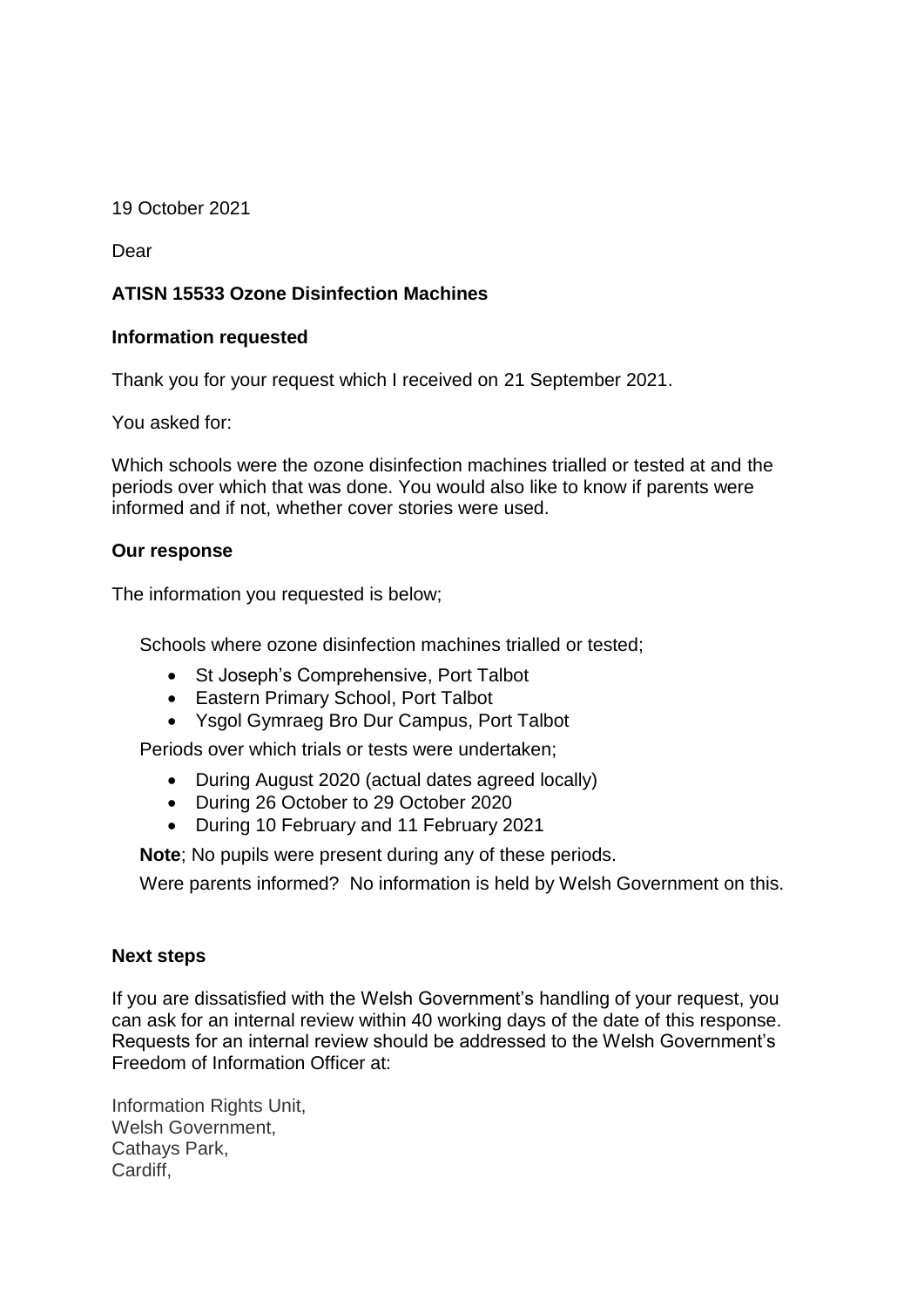19 October 2021

Dear

**ATISN 15533 Ozone Disinfection Machines**

**Information requested**

Thank you for your request which I received on 21 September 2021.

You asked for:

Which schools were the ozone disinfection machines trialled or tested at and the periods over which that was done. You would also like to know if parents were informed and if not, whether cover stories were used.

**Our response**

The information you requested is below;

Schools where ozone disinfection machines trialled or tested;

- St Joseph's Comprehensive, Port Talbot
- Eastern Primary School, Port Talbot
- Ysgol Gymraeg Bro Dur Campus, Port Talbot

Periods over which trials or tests were undertaken;

- During August 2020 (actual dates agreed locally)
- During 26 October to 29 October 2020
- During 10 February and 11 February 2021

**Note**; No pupils were present during any of these periods.

Were parents informed? No information is held by Welsh Government on this.

**Next steps**

If you are dissatisfied with the Welsh Government's handling of your request, you can ask for an internal review within 40 working days of the date of this response. Requests for an internal review should be addressed to the Welsh Government's Freedom of Information Officer at:

Information Rights Unit,
Welsh Government,
Cathays Park,
Cardiff,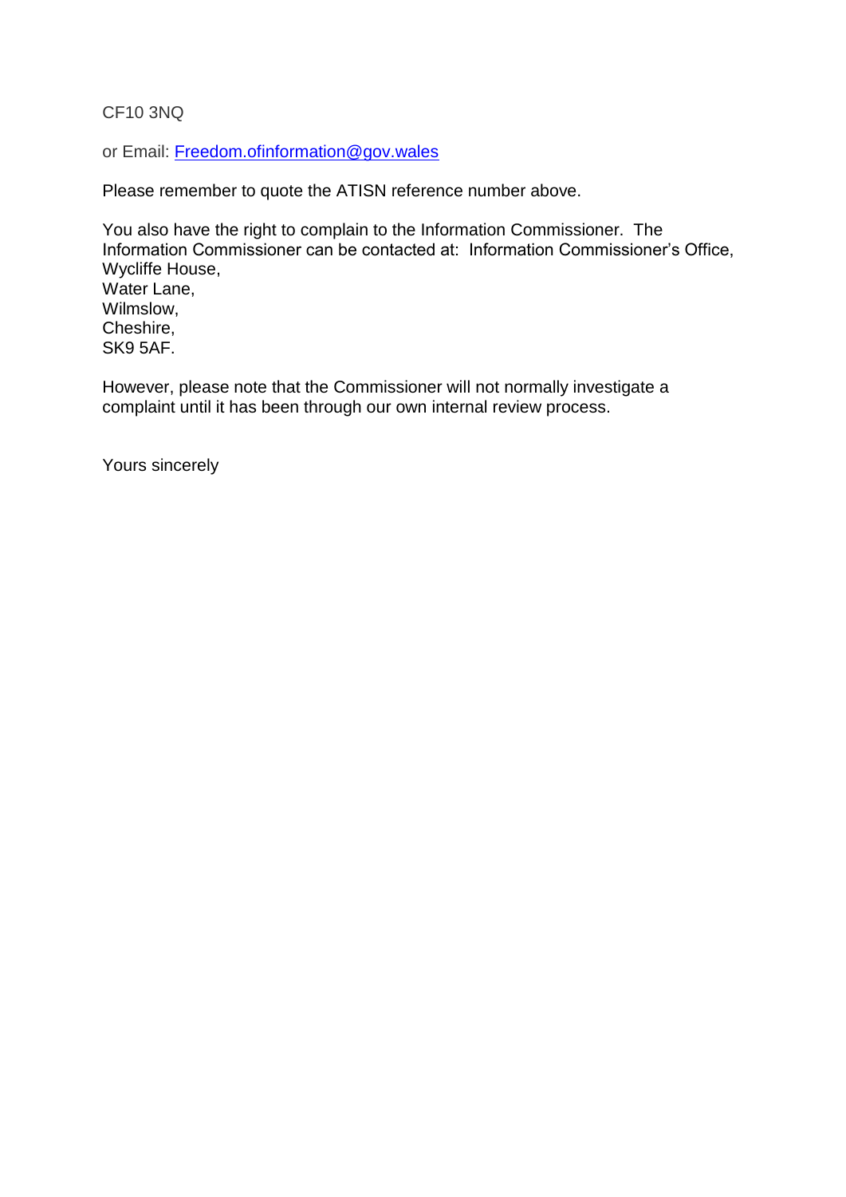CF10 3NQ

or Email: Freedom.ofinformation@gov.wales

Please remember to quote the ATISN reference number above.

You also have the right to complain to the Information Commissioner. The Information Commissioner can be contacted at: Information Commissioner's Office,
Wycliffe House,
Water Lane,
Wilmslow,
Cheshire,
SK9 5AF.

However, please note that the Commissioner will not normally investigate a complaint until it has been through our own internal review process.

Yours sincerely